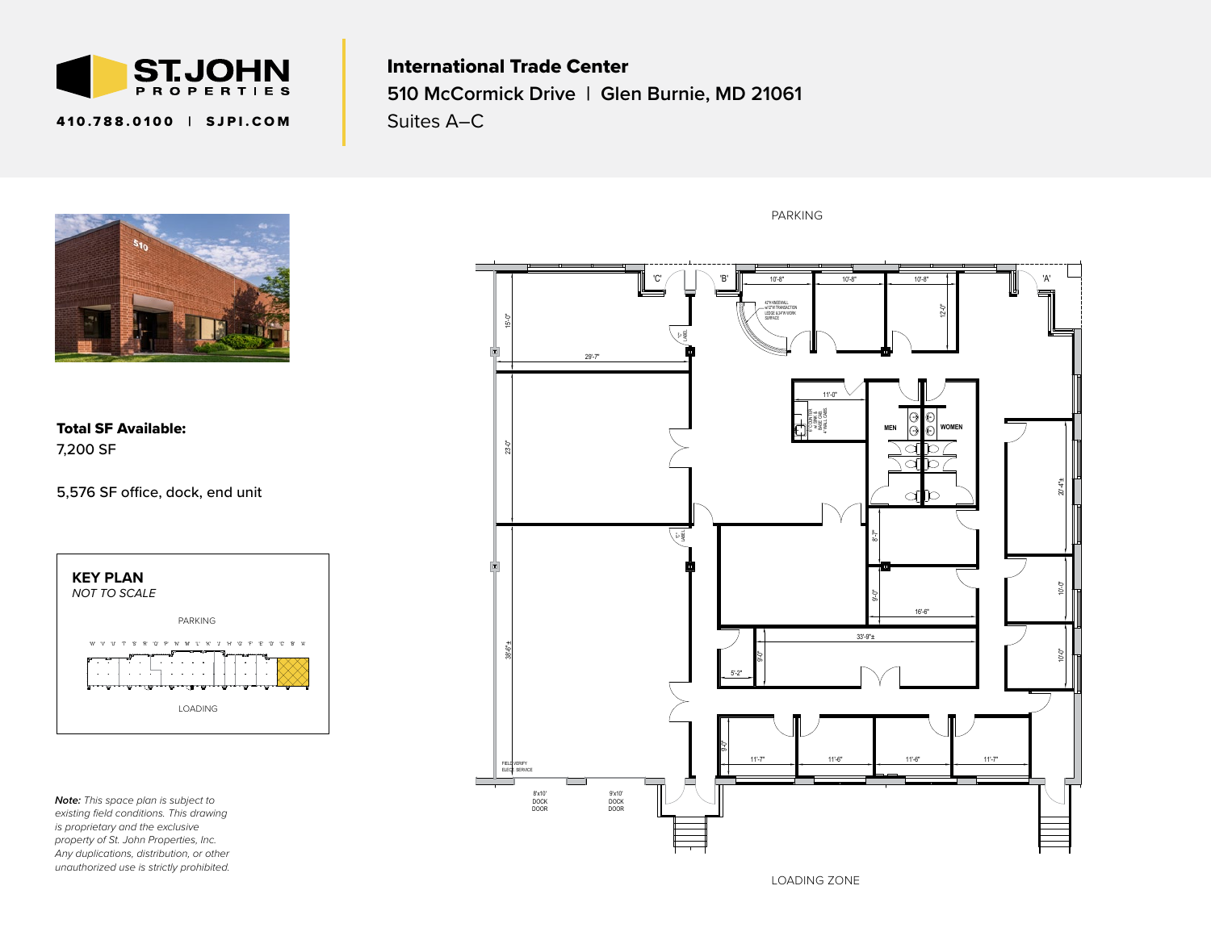ST. JOHN PROPERTIES

410.788.0100 | SJPI.COM

# International Trade Center

## 510 McCormick Drive | Glen Burnie, MD 21061

Suites A–C

**Total SF Available:**
7,200 SF

5,576 SF office, dock, end unit

**KEY PLAN**
*NOT TO SCALE*

PARKING

LOADING

PARKING

LOADING ZONE

*Note:* *This space plan is subject to existing field conditions. This drawing is proprietary and the exclusive property of St. John Properties, Inc. Any duplications, distribution, or other unauthorized use is strictly prohibited.*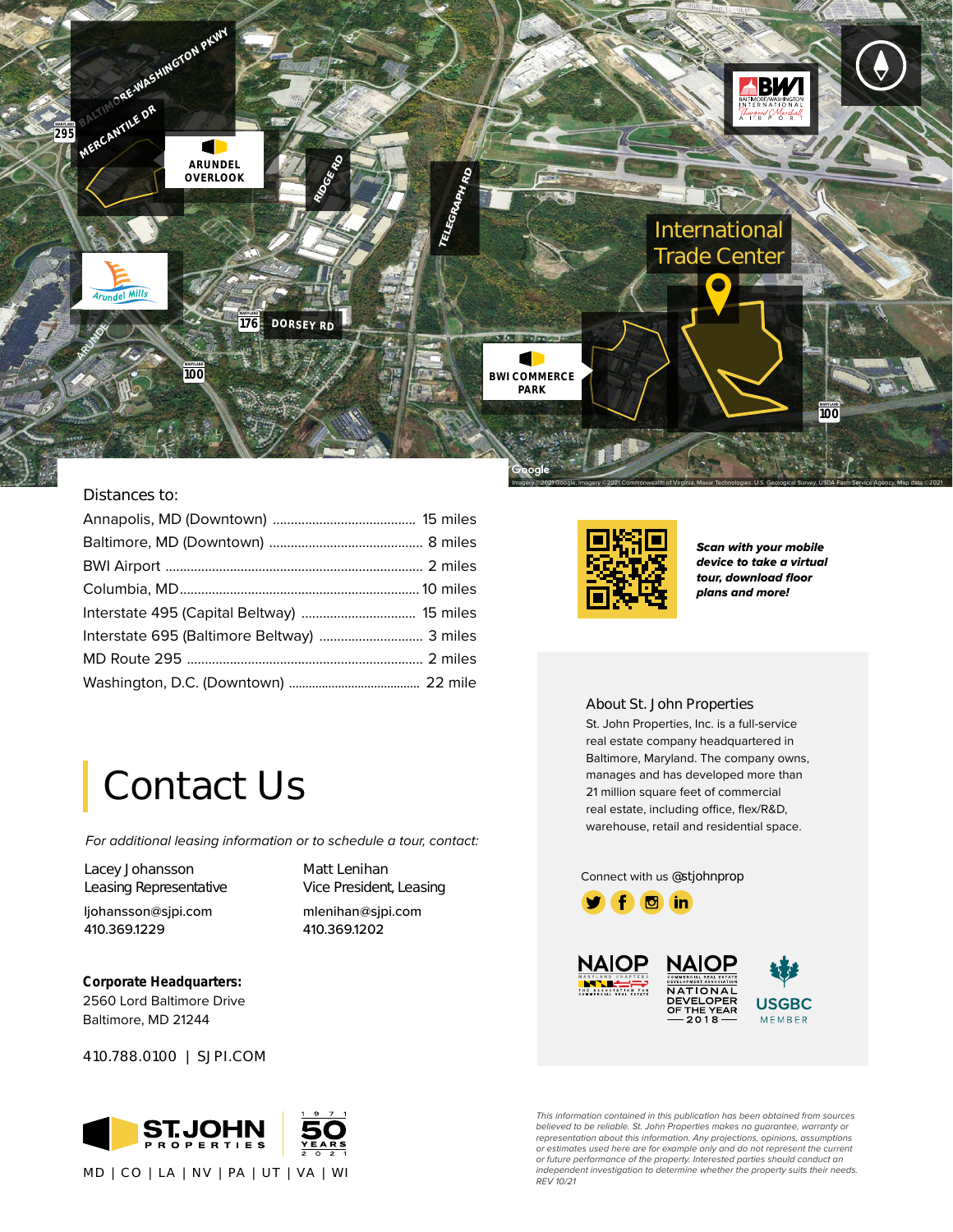Distances to:

| | |
|---|---|
| Annapolis, MD (Downtown) | 15 miles |
| Baltimore, MD (Downtown) | 8 miles |
| BWI Airport | 2 miles |
| Columbia, MD | 10 miles |
| Interstate 495 (Capital Beltway) | 15 miles |
| Interstate 695 (Baltimore Beltway) | 3 miles |
| MD Route 295 | 2 miles |
| Washington, D.C. (Downtown) | 22 mile |

***Scan with your mobile device to take a virtual tour, download floor plans and more!***

# Contact Us

*For additional leasing information or to schedule a tour, contact:*

Lacey Johansson
Leasing Representative
ljohansson@sjpi.com
410.369.1229

Matt Lenihan
Vice President, Leasing
mlenihan@sjpi.com
410.369.1202

**Corporate Headquarters:**
2560 Lord Baltimore Drive
Baltimore, MD 21244

410.788.0100 | SJPI.COM

MD | CO | LA | NV | PA | UT | VA | WI

About St. John Properties

St. John Properties, Inc. is a full-service real estate company headquartered in Baltimore, Maryland. The company owns, manages and has developed more than 21 million square feet of commercial real estate, including office, flex/R&D, warehouse, retail and residential space.

Connect with us @stjohnprop

*This information contained in this publication has been obtained from sources believed to be reliable. St. John Properties makes no guarantee, warranty or representation about this information. Any projections, opinions, assumptions or estimates used here are for example only and do not represent the current or future performance of the property. Interested parties should conduct an independent investigation to determine whether the property suits their needs. REV 10/21*